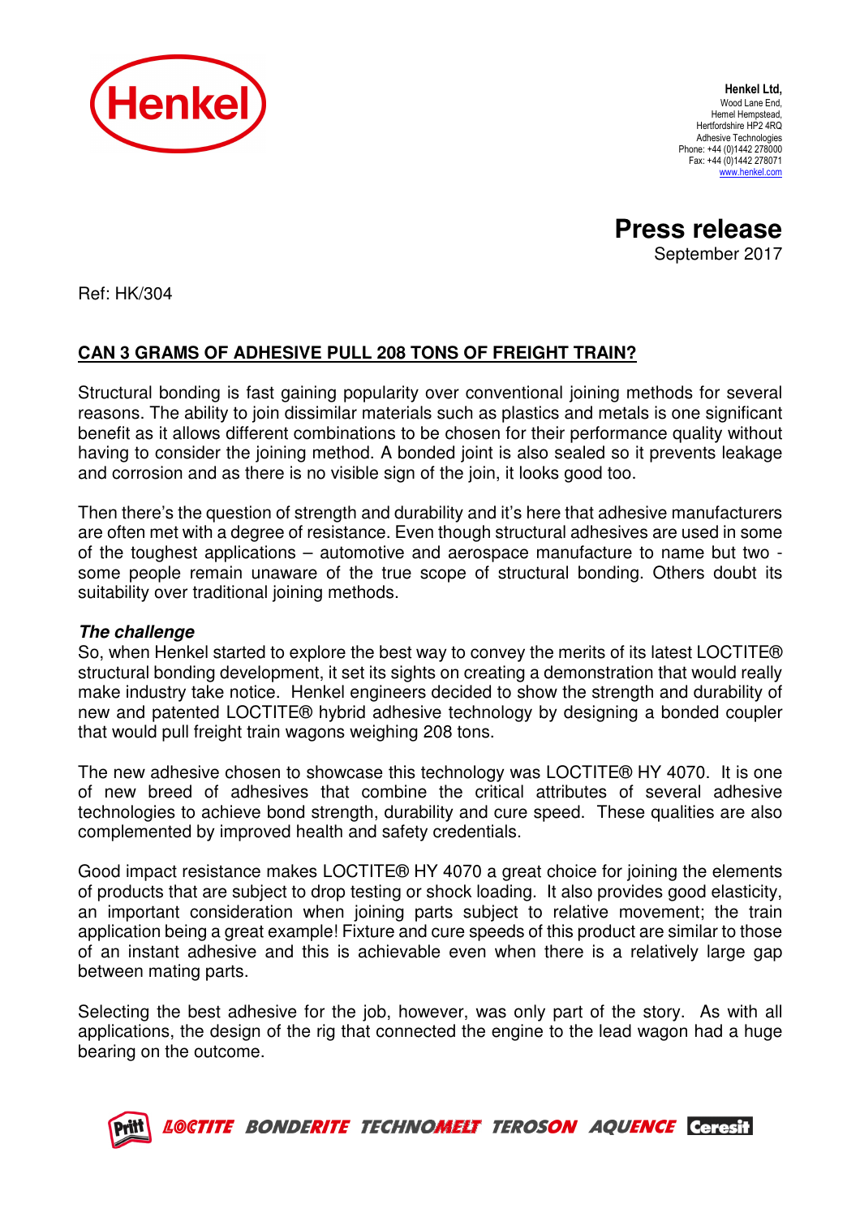**Henkel Ltd,**
Wood Lane End,
Hemel Hempstead,
Hertfordshire HP2 4RQ
Adhesive Technologies
Phone: +44 (0)1442 278000
Fax: +44 (0)1442 278071
www.henkel.com

# Press release

September 2017

Ref: HK/304

## CAN 3 GRAMS OF ADHESIVE PULL 208 TONS OF FREIGHT TRAIN?

Structural bonding is fast gaining popularity over conventional joining methods for several reasons. The ability to join dissimilar materials such as plastics and metals is one significant benefit as it allows different combinations to be chosen for their performance quality without having to consider the joining method. A bonded joint is also sealed so it prevents leakage and corrosion and as there is no visible sign of the join, it looks good too.

Then there's the question of strength and durability and it's here that adhesive manufacturers are often met with a degree of resistance. Even though structural adhesives are used in some of the toughest applications – automotive and aerospace manufacture to name but two - some people remain unaware of the true scope of structural bonding. Others doubt its suitability over traditional joining methods.

### *The challenge*

So, when Henkel started to explore the best way to convey the merits of its latest LOCTITE® structural bonding development, it set its sights on creating a demonstration that would really make industry take notice. Henkel engineers decided to show the strength and durability of new and patented LOCTITE® hybrid adhesive technology by designing a bonded coupler that would pull freight train wagons weighing 208 tons.

The new adhesive chosen to showcase this technology was LOCTITE® HY 4070. It is one of new breed of adhesives that combine the critical attributes of several adhesive technologies to achieve bond strength, durability and cure speed. These qualities are also complemented by improved health and safety credentials.

Good impact resistance makes LOCTITE® HY 4070 a great choice for joining the elements of products that are subject to drop testing or shock loading. It also provides good elasticity, an important consideration when joining parts subject to relative movement; the train application being a great example! Fixture and cure speeds of this product are similar to those of an instant adhesive and this is achievable even when there is a relatively large gap between mating parts.

Selecting the best adhesive for the job, however, was only part of the story. As with all applications, the design of the rig that connected the engine to the lead wagon had a huge bearing on the outcome.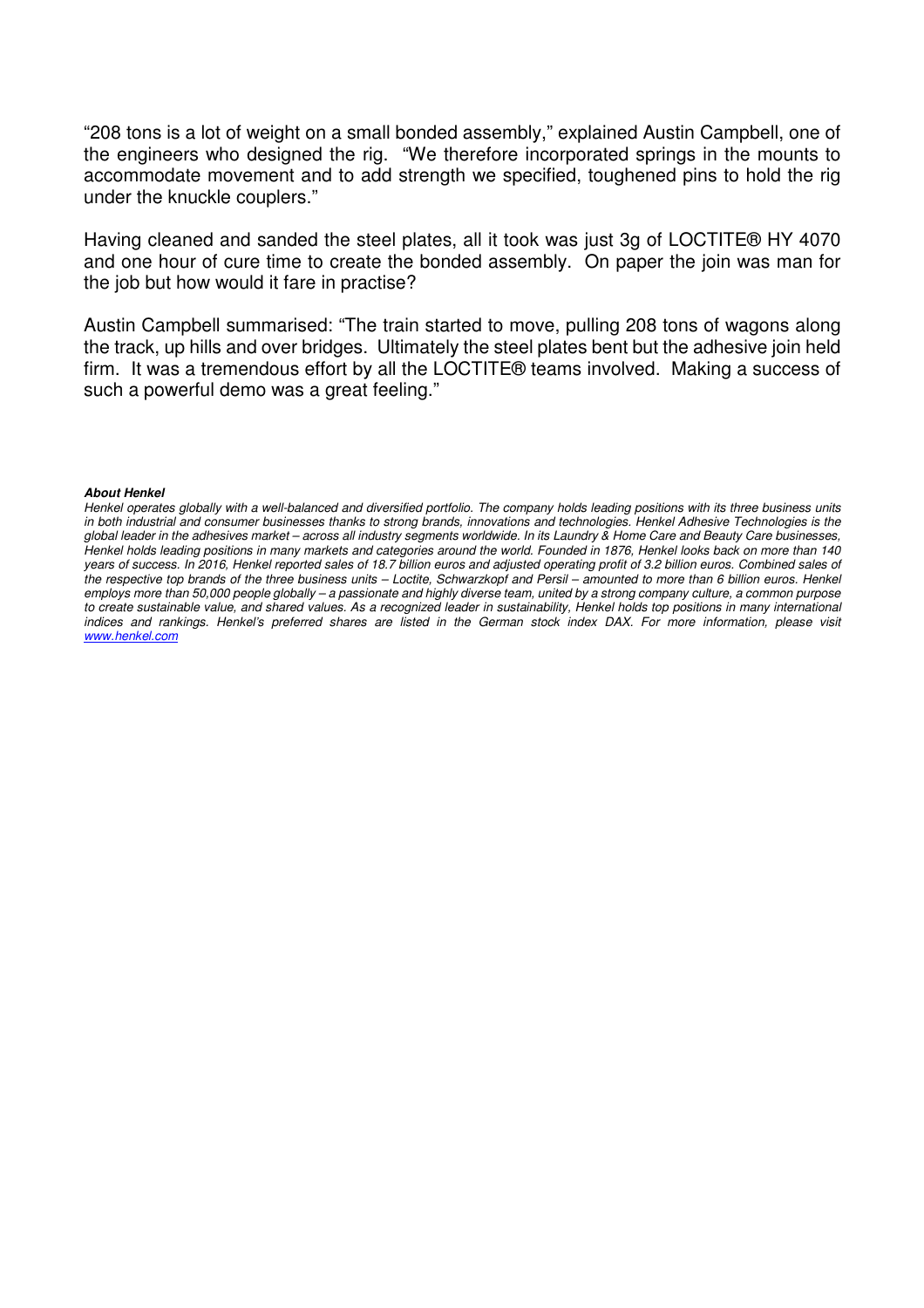"208 tons is a lot of weight on a small bonded assembly," explained Austin Campbell, one of the engineers who designed the rig. "We therefore incorporated springs in the mounts to accommodate movement and to add strength we specified, toughened pins to hold the rig under the knuckle couplers."

Having cleaned and sanded the steel plates, all it took was just 3g of LOCTITE® HY 4070 and one hour of cure time to create the bonded assembly. On paper the join was man for the job but how would it fare in practise?

Austin Campbell summarised: "The train started to move, pulling 208 tons of wagons along the track, up hills and over bridges. Ultimately the steel plates bent but the adhesive join held firm. It was a tremendous effort by all the LOCTITE® teams involved. Making a success of such a powerful demo was a great feeling."

***About Henkel***

*Henkel operates globally with a well-balanced and diversified portfolio. The company holds leading positions with its three business units in both industrial and consumer businesses thanks to strong brands, innovations and technologies. Henkel Adhesive Technologies is the global leader in the adhesives market – across all industry segments worldwide. In its Laundry & Home Care and Beauty Care businesses, Henkel holds leading positions in many markets and categories around the world. Founded in 1876, Henkel looks back on more than 140 years of success. In 2016, Henkel reported sales of 18.7 billion euros and adjusted operating profit of 3.2 billion euros. Combined sales of the respective top brands of the three business units – Loctite, Schwarzkopf and Persil – amounted to more than 6 billion euros. Henkel employs more than 50,000 people globally – a passionate and highly diverse team, united by a strong company culture, a common purpose to create sustainable value, and shared values. As a recognized leader in sustainability, Henkel holds top positions in many international indices and rankings. Henkel's preferred shares are listed in the German stock index DAX. For more information, please visit [www.henkel.com](http://www.henkel.com)*